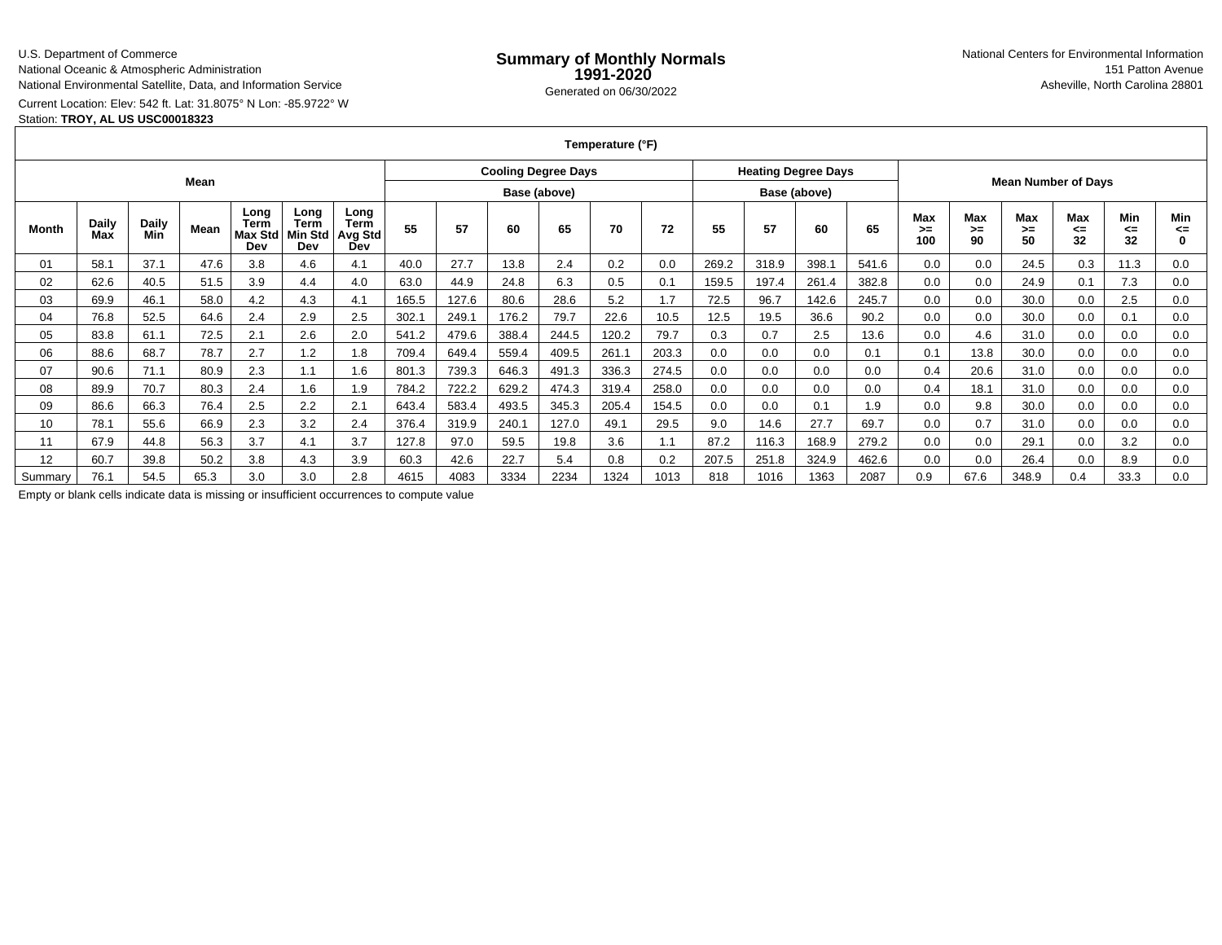U.S. Department of Commerce
National Oceanic & Atmospheric Administration
National Environmental Satellite, Data, and Information Service

# Summary of Monthly Normals 1991-2020

Generated on 06/30/2022

National Centers for Environmental Information
151 Patton Avenue
Asheville, North Carolina 28801

Current Location: Elev: 542 ft. Lat: 31.8075° N Lon: -85.9722° W
Station: **TROY, AL US USC00018323**

| Temperature (°F) | | | | | | | | | | | | | | | | | | | | | | | |
|---|---|---|---|---|---|---|---|---|---|---|---|---|---|---|---|---|---|---|---|---|---|---|---|
| Mean | | | | | | | Cooling Degree Days Base (above) | | | | | | Heating Degree Days Base (above) | | | | Mean Number of Days | | | | | | |
| Month | Daily Max | Daily Min | Mean | Long Term Max Std Dev | Long Term Min Std Dev | Long Term Avg Std Dev | 55 | 57 | 60 | 65 | 70 | 72 | 55 | 57 | 60 | 65 | Max >= 100 | Max >= 90 | Max >= 50 | Max <= 32 | Min <= 32 | Min <= 0 |
| 01 | 58.1 | 37.1 | 47.6 | 3.8 | 4.6 | 4.1 | 40.0 | 27.7 | 13.8 | 2.4 | 0.2 | 0.0 | 269.2 | 318.9 | 398.1 | 541.6 | 0.0 | 0.0 | 24.5 | 0.3 | 11.3 | 0.0 |
| 02 | 62.6 | 40.5 | 51.5 | 3.9 | 4.4 | 4.0 | 63.0 | 44.9 | 24.8 | 6.3 | 0.5 | 0.1 | 159.5 | 197.4 | 261.4 | 382.8 | 0.0 | 0.0 | 24.9 | 0.1 | 7.3 | 0.0 |
| 03 | 69.9 | 46.1 | 58.0 | 4.2 | 4.3 | 4.1 | 165.5 | 127.6 | 80.6 | 28.6 | 5.2 | 1.7 | 72.5 | 96.7 | 142.6 | 245.7 | 0.0 | 0.0 | 30.0 | 0.0 | 2.5 | 0.0 |
| 04 | 76.8 | 52.5 | 64.6 | 2.4 | 2.9 | 2.5 | 302.1 | 249.1 | 176.2 | 79.7 | 22.6 | 10.5 | 12.5 | 19.5 | 36.6 | 90.2 | 0.0 | 0.0 | 30.0 | 0.0 | 0.1 | 0.0 |
| 05 | 83.8 | 61.1 | 72.5 | 2.1 | 2.6 | 2.0 | 541.2 | 479.6 | 388.4 | 244.5 | 120.2 | 79.7 | 0.3 | 0.7 | 2.5 | 13.6 | 0.0 | 4.6 | 31.0 | 0.0 | 0.0 | 0.0 |
| 06 | 88.6 | 68.7 | 78.7 | 2.7 | 1.2 | 1.8 | 709.4 | 649.4 | 559.4 | 409.5 | 261.1 | 203.3 | 0.0 | 0.0 | 0.0 | 0.1 | 0.1 | 13.8 | 30.0 | 0.0 | 0.0 | 0.0 |
| 07 | 90.6 | 71.1 | 80.9 | 2.3 | 1.1 | 1.6 | 801.3 | 739.3 | 646.3 | 491.3 | 336.3 | 274.5 | 0.0 | 0.0 | 0.0 | 0.0 | 0.4 | 20.6 | 31.0 | 0.0 | 0.0 | 0.0 |
| 08 | 89.9 | 70.7 | 80.3 | 2.4 | 1.6 | 1.9 | 784.2 | 722.2 | 629.2 | 474.3 | 319.4 | 258.0 | 0.0 | 0.0 | 0.0 | 0.0 | 0.4 | 18.1 | 31.0 | 0.0 | 0.0 | 0.0 |
| 09 | 86.6 | 66.3 | 76.4 | 2.5 | 2.2 | 2.1 | 643.4 | 583.4 | 493.5 | 345.3 | 205.4 | 154.5 | 0.0 | 0.0 | 0.1 | 1.9 | 0.0 | 9.8 | 30.0 | 0.0 | 0.0 | 0.0 |
| 10 | 78.1 | 55.6 | 66.9 | 2.3 | 3.2 | 2.4 | 376.4 | 319.9 | 240.1 | 127.0 | 49.1 | 29.5 | 9.0 | 14.6 | 27.7 | 69.7 | 0.0 | 0.7 | 31.0 | 0.0 | 0.0 | 0.0 |
| 11 | 67.9 | 44.8 | 56.3 | 3.7 | 4.1 | 3.7 | 127.8 | 97.0 | 59.5 | 19.8 | 3.6 | 1.1 | 87.2 | 116.3 | 168.9 | 279.2 | 0.0 | 0.0 | 29.1 | 0.0 | 3.2 | 0.0 |
| 12 | 60.7 | 39.8 | 50.2 | 3.8 | 4.3 | 3.9 | 60.3 | 42.6 | 22.7 | 5.4 | 0.8 | 0.2 | 207.5 | 251.8 | 324.9 | 462.6 | 0.0 | 0.0 | 26.4 | 0.0 | 8.9 | 0.0 |
| Summary | 76.1 | 54.5 | 65.3 | 3.0 | 3.0 | 2.8 | 4615 | 4083 | 3334 | 2234 | 1324 | 1013 | 818 | 1016 | 1363 | 2087 | 0.9 | 67.6 | 348.9 | 0.4 | 33.3 | 0.0 |

Empty or blank cells indicate data is missing or insufficient occurrences to compute value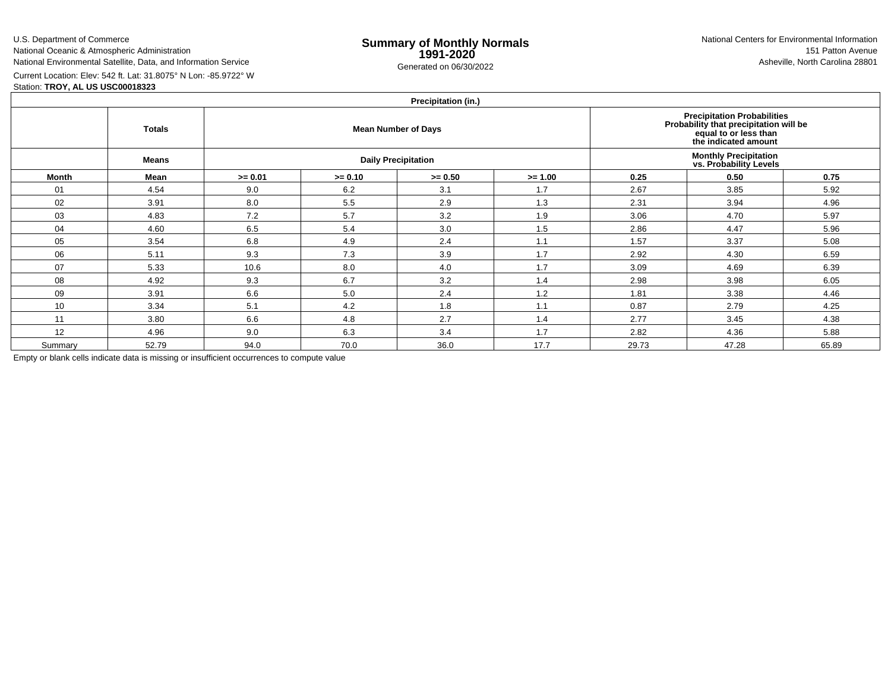U.S. Department of Commerce
National Oceanic & Atmospheric Administration
National Environmental Satellite, Data, and Information Service

# Summary of Monthly Normals
## 1991-2020

Generated on 06/30/2022

National Centers for Environmental Information
151 Patton Avenue
Asheville, North Carolina 28801

Current Location: Elev: 542 ft. Lat: 31.8075° N Lon: -85.9722° W

Station: **TROY, AL US USC00018323**

| Precipitation (in.) | | | | | | | | |
|---|---|---|---|---|---|---|---|---|
| | **Totals** | **Mean Number of Days** | | | | **Precipitation Probabilities Probability that precipitation will be equal to or less than the indicated amount** | | |
| | **Means** | **Daily Precipitation** | | | | **Monthly Precipitation vs. Probability Levels** | | |
| **Month** | **Mean** | **>= 0.01** | **>= 0.10** | **>= 0.50** | **>= 1.00** | **0.25** | **0.50** | **0.75** |
| 01 | 4.54 | 9.0 | 6.2 | 3.1 | 1.7 | 2.67 | 3.85 | 5.92 |
| 02 | 3.91 | 8.0 | 5.5 | 2.9 | 1.3 | 2.31 | 3.94 | 4.96 |
| 03 | 4.83 | 7.2 | 5.7 | 3.2 | 1.9 | 3.06 | 4.70 | 5.97 |
| 04 | 4.60 | 6.5 | 5.4 | 3.0 | 1.5 | 2.86 | 4.47 | 5.96 |
| 05 | 3.54 | 6.8 | 4.9 | 2.4 | 1.1 | 1.57 | 3.37 | 5.08 |
| 06 | 5.11 | 9.3 | 7.3 | 3.9 | 1.7 | 2.92 | 4.30 | 6.59 |
| 07 | 5.33 | 10.6 | 8.0 | 4.0 | 1.7 | 3.09 | 4.69 | 6.39 |
| 08 | 4.92 | 9.3 | 6.7 | 3.2 | 1.4 | 2.98 | 3.98 | 6.05 |
| 09 | 3.91 | 6.6 | 5.0 | 2.4 | 1.2 | 1.81 | 3.38 | 4.46 |
| 10 | 3.34 | 5.1 | 4.2 | 1.8 | 1.1 | 0.87 | 2.79 | 4.25 |
| 11 | 3.80 | 6.6 | 4.8 | 2.7 | 1.4 | 2.77 | 3.45 | 4.38 |
| 12 | 4.96 | 9.0 | 6.3 | 3.4 | 1.7 | 2.82 | 4.36 | 5.88 |
| Summary | 52.79 | 94.0 | 70.0 | 36.0 | 17.7 | 29.73 | 47.28 | 65.89 |

Empty or blank cells indicate data is missing or insufficient occurrences to compute value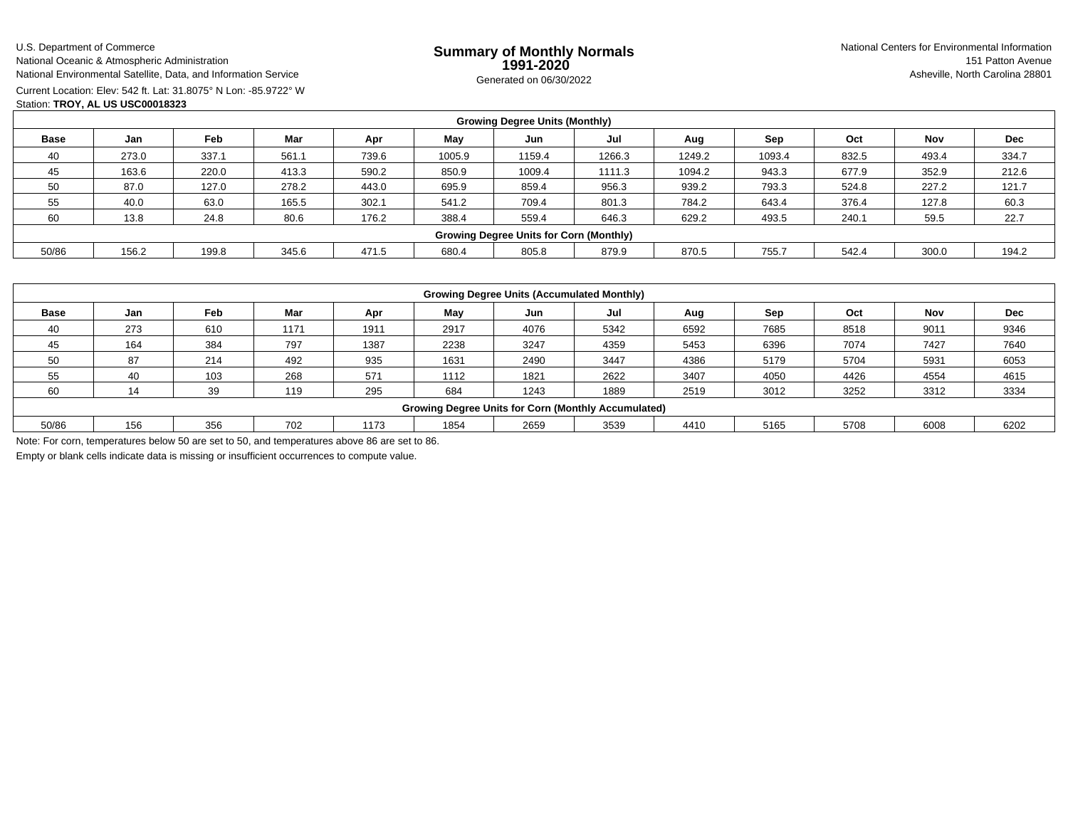U.S. Department of Commerce
National Oceanic & Atmospheric Administration
National Environmental Satellite, Data, and Information Service

# Summary of Monthly Normals 1991-2020

Generated on 06/30/2022

National Centers for Environmental Information
151 Patton Avenue
Asheville, North Carolina 28801

Current Location: Elev: 542 ft. Lat: 31.8075° N Lon: -85.9722° W
Station: **TROY, AL US USC00018323**

| Growing Degree Units (Monthly) | | | | | | | | | | | | |
|---|---|---|---|---|---|---|---|---|---|---|---|---|
| **Base** | **Jan** | **Feb** | **Mar** | **Apr** | **May** | **Jun** | **Jul** | **Aug** | **Sep** | **Oct** | **Nov** | **Dec** |
| 40 | 273.0 | 337.1 | 561.1 | 739.6 | 1005.9 | 1159.4 | 1266.3 | 1249.2 | 1093.4 | 832.5 | 493.4 | 334.7 |
| 45 | 163.6 | 220.0 | 413.3 | 590.2 | 850.9 | 1009.4 | 1111.3 | 1094.2 | 943.3 | 677.9 | 352.9 | 212.6 |
| 50 | 87.0 | 127.0 | 278.2 | 443.0 | 695.9 | 859.4 | 956.3 | 939.2 | 793.3 | 524.8 | 227.2 | 121.7 |
| 55 | 40.0 | 63.0 | 165.5 | 302.1 | 541.2 | 709.4 | 801.3 | 784.2 | 643.4 | 376.4 | 127.8 | 60.3 |
| 60 | 13.8 | 24.8 | 80.6 | 176.2 | 388.4 | 559.4 | 646.3 | 629.2 | 493.5 | 240.1 | 59.5 | 22.7 |
| **Growing Degree Units for Corn (Monthly)** | | | | | | | | | | | | |
| 50/86 | 156.2 | 199.8 | 345.6 | 471.5 | 680.4 | 805.8 | 879.9 | 870.5 | 755.7 | 542.4 | 300.0 | 194.2 |

| Growing Degree Units (Accumulated Monthly) | | | | | | | | | | | | |
|---|---|---|---|---|---|---|---|---|---|---|---|---|
| **Base** | **Jan** | **Feb** | **Mar** | **Apr** | **May** | **Jun** | **Jul** | **Aug** | **Sep** | **Oct** | **Nov** | **Dec** |
| 40 | 273 | 610 | 1171 | 1911 | 2917 | 4076 | 5342 | 6592 | 7685 | 8518 | 9011 | 9346 |
| 45 | 164 | 384 | 797 | 1387 | 2238 | 3247 | 4359 | 5453 | 6396 | 7074 | 7427 | 7640 |
| 50 | 87 | 214 | 492 | 935 | 1631 | 2490 | 3447 | 4386 | 5179 | 5704 | 5931 | 6053 |
| 55 | 40 | 103 | 268 | 571 | 1112 | 1821 | 2622 | 3407 | 4050 | 4426 | 4554 | 4615 |
| 60 | 14 | 39 | 119 | 295 | 684 | 1243 | 1889 | 2519 | 3012 | 3252 | 3312 | 3334 |
| **Growing Degree Units for Corn (Monthly Accumulated)** | | | | | | | | | | | | |
| 50/86 | 156 | 356 | 702 | 1173 | 1854 | 2659 | 3539 | 4410 | 5165 | 5708 | 6008 | 6202 |

Note: For corn, temperatures below 50 are set to 50, and temperatures above 86 are set to 86.

Empty or blank cells indicate data is missing or insufficient occurrences to compute value.